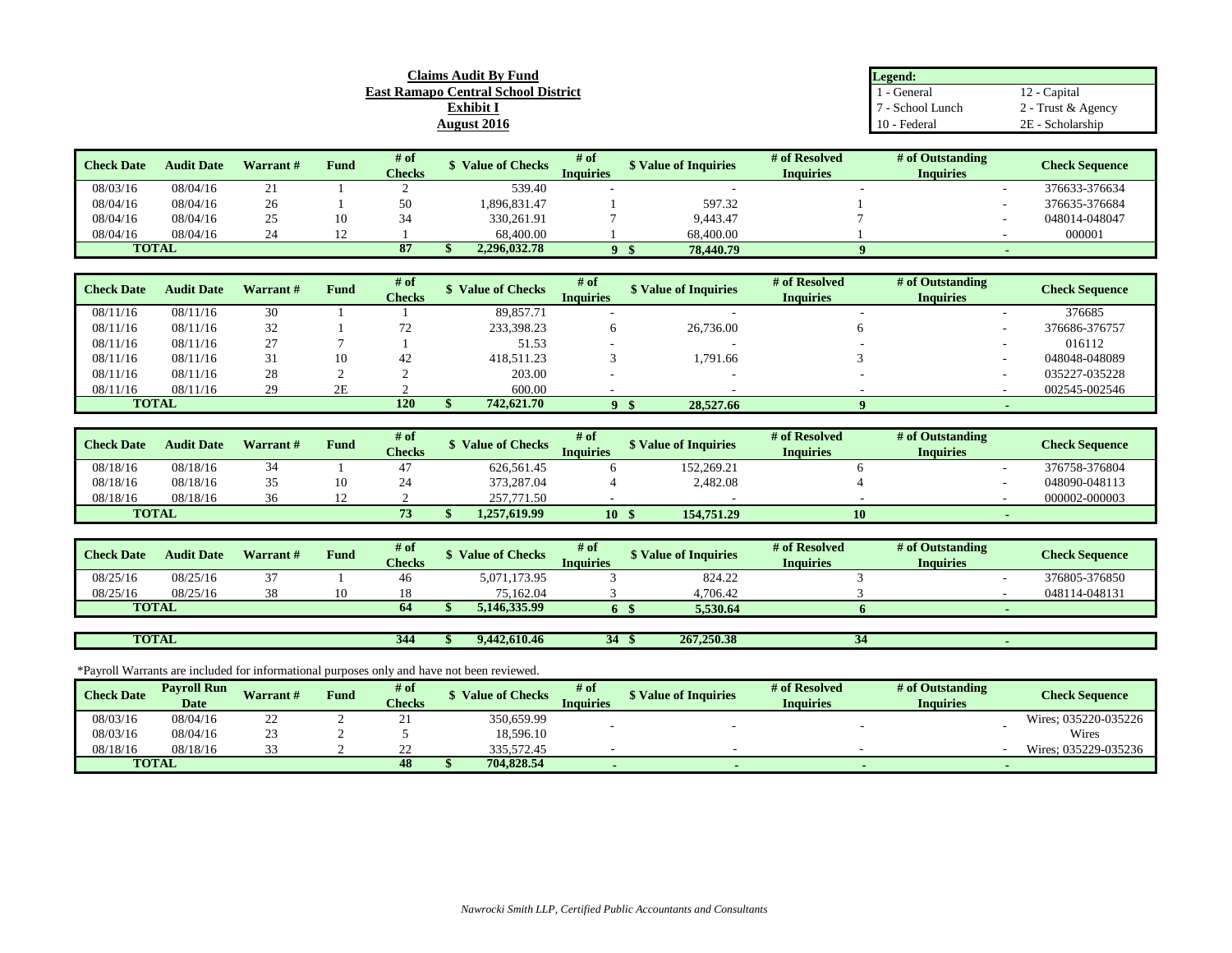**Claims Audit By Fund**
**East Ramapo Central School District**
**Exhibit I**
**August 2016**

| Legend: | |
|---|---|
| 1 - General | 12 - Capital |
| 7 - School Lunch | 2 - Trust & Agency |
| 10 - Federal | 2E - Scholarship |

| Check Date | Audit Date | Warrant # | Fund | # of Checks | $ Value of Checks | # of Inquiries | $ Value of Inquiries | # of Resolved Inquiries | # of Outstanding Inquiries | Check Sequence |
|---|---|---|---|---|---|---|---|---|---|---|
| 08/03/16 | 08/04/16 | 21 | 1 | 2 | 539.40 | - | - | - | - | 376633-376634 |
| 08/04/16 | 08/04/16 | 26 | 1 | 50 | 1,896,831.47 | 1 | 597.32 | 1 | - | 376635-376684 |
| 08/04/16 | 08/04/16 | 25 | 10 | 34 | 330,261.91 | 7 | 9,443.47 | 7 | - | 048014-048047 |
| 08/04/16 | 08/04/16 | 24 | 12 | 1 | 68,400.00 | 1 | 68,400.00 | 1 | - | 000001 |
| **TOTAL** | | | | **87** | **$ 2,296,032.78** | **9** | **$ 78,440.79** | **9** | **-** | |

| Check Date | Audit Date | Warrant # | Fund | # of Checks | $ Value of Checks | # of Inquiries | $ Value of Inquiries | # of Resolved Inquiries | # of Outstanding Inquiries | Check Sequence |
|---|---|---|---|---|---|---|---|---|---|---|
| 08/11/16 | 08/11/16 | 30 | 1 | 1 | 89,857.71 | - | - | - | - | 376685 |
| 08/11/16 | 08/11/16 | 32 | 1 | 72 | 233,398.23 | 6 | 26,736.00 | 6 | - | 376686-376757 |
| 08/11/16 | 08/11/16 | 27 | 7 | 1 | 51.53 | - | - | - | - | 016112 |
| 08/11/16 | 08/11/16 | 31 | 10 | 42 | 418,511.23 | 3 | 1,791.66 | 3 | - | 048048-048089 |
| 08/11/16 | 08/11/16 | 28 | 2 | 2 | 203.00 | - | - | - | - | 035227-035228 |
| 08/11/16 | 08/11/16 | 29 | 2E | 2 | 600.00 | - | - | - | - | 002545-002546 |
| **TOTAL** | | | | **120** | **$ 742,621.70** | **9** | **$ 28,527.66** | **9** | **-** | |

| Check Date | Audit Date | Warrant # | Fund | # of Checks | $ Value of Checks | # of Inquiries | $ Value of Inquiries | # of Resolved Inquiries | # of Outstanding Inquiries | Check Sequence |
|---|---|---|---|---|---|---|---|---|---|---|
| 08/18/16 | 08/18/16 | 34 | 1 | 47 | 626,561.45 | 6 | 152,269.21 | 6 | - | 376758-376804 |
| 08/18/16 | 08/18/16 | 35 | 10 | 24 | 373,287.04 | 4 | 2,482.08 | 4 | - | 048090-048113 |
| 08/18/16 | 08/18/16 | 36 | 12 | 2 | 257,771.50 | - | - | - | - | 000002-000003 |
| **TOTAL** | | | | **73** | **$ 1,257,619.99** | **10** | **$ 154,751.29** | **10** | **-** | |

| Check Date | Audit Date | Warrant # | Fund | # of Checks | $ Value of Checks | # of Inquiries | $ Value of Inquiries | # of Resolved Inquiries | # of Outstanding Inquiries | Check Sequence |
|---|---|---|---|---|---|---|---|---|---|---|
| 08/25/16 | 08/25/16 | 37 | 1 | 46 | 5,071,173.95 | 3 | 824.22 | 3 | - | 376805-376850 |
| 08/25/16 | 08/25/16 | 38 | 10 | 18 | 75,162.04 | 3 | 4,706.42 | 3 | - | 048114-048131 |
| **TOTAL** | | | | **64** | **$ 5,146,335.99** | **6** | **$ 5,530.64** | **6** | **-** | |

| | | | | | | | | | | |
|---|---|---|---|---|---|---|---|---|---|---|
| **TOTAL** | | | | **344** | **$ 9,442,610.46** | **34** | **$ 267,250.38** | **34** | **-** | |

*Payroll Warrants are included for informational purposes only and have not been reviewed.

| Check Date | Payroll Run Date | Warrant # | Fund | # of Checks | $ Value of Checks | # of Inquiries | $ Value of Inquiries | # of Resolved Inquiries | # of Outstanding Inquiries | Check Sequence |
|---|---|---|---|---|---|---|---|---|---|---|
| 08/03/16 | 08/04/16 | 22 | 2 | 21 | 350,659.99 | - | - | - | - | Wires; 035220-035226 |
| 08/03/16 | 08/04/16 | 23 | 2 | 5 | 18,596.10 | | | | | Wires |
| 08/18/16 | 08/18/16 | 33 | 2 | 22 | 335,572.45 | - | - | - | - | Wires; 035229-035236 |
| **TOTAL** | | | | **48** | **$ 704,828.54** | **-** | **-** | **-** | **-** | |

*Nawrocki Smith LLP, Certified Public Accountants and Consultants*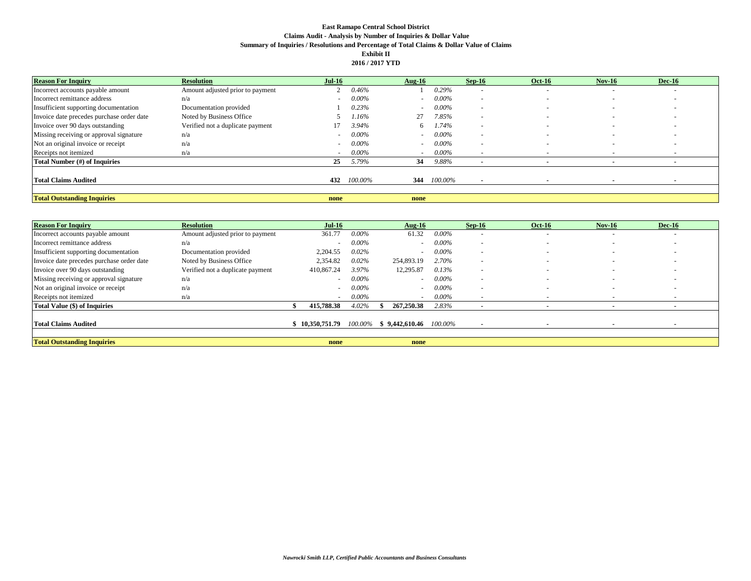**East Ramapo Central School District**

**Claims Audit - Analysis by Number of Inquiries & Dollar Value**

**Summary of Inquiries / Resolutions and Percentage of Total Claims & Dollar Value of Claims**

**Exhibit II**

**2016 / 2017 YTD**

| Reason For Inquiry | Resolution | Jul-16 | | Aug-16 | | Sep-16 | Oct-16 | Nov-16 | Dec-16 |
|---|---|---|---|---|---|---|---|---|---|
| Incorrect accounts payable amount | Amount adjusted prior to payment | 2 | *0.46%* | 1 | *0.29%* | - | - | - | - |
| Incorrect remittance address | n/a | - | *0.00%* | - | *0.00%* | - | - | - | - |
| Insufficient supporting documentation | Documentation provided | 1 | *0.23%* | - | *0.00%* | - | - | - | - |
| Invoice date precedes purchase order date | Noted by Business Office | 5 | *1.16%* | 27 | *7.85%* | - | - | - | - |
| Invoice over 90 days outstanding | Verified not a duplicate payment | 17 | *3.94%* | 6 | *1.74%* | - | - | - | - |
| Missing receiving or approval signature | n/a | - | *0.00%* | - | *0.00%* | - | - | - | - |
| Not an original invoice or receipt | n/a | - | *0.00%* | - | *0.00%* | - | - | - | - |
| Receipts not itemized | n/a | - | *0.00%* | - | *0.00%* | - | - | - | - |
| **Total Number (#) of Inquiries** | | **25** | *5.79%* | **34** | *9.88%* | - | - | - | - |
| **Total Claims Audited** | | **432** | *100.00%* | **344** | *100.00%* | - | - | - | - |
| **Total Outstanding Inquiries** | | **none** | | **none** | | | | | |

| Reason For Inquiry | Resolution | Jul-16 | | Aug-16 | | Sep-16 | Oct-16 | Nov-16 | Dec-16 |
|---|---|---|---|---|---|---|---|---|---|
| Incorrect accounts payable amount | Amount adjusted prior to payment | 361.77 | *0.00%* | 61.32 | *0.00%* | - | - | - | - |
| Incorrect remittance address | n/a | - | *0.00%* | - | *0.00%* | - | - | - | - |
| Insufficient supporting documentation | Documentation provided | 2,204.55 | *0.02%* | - | *0.00%* | - | - | - | - |
| Invoice date precedes purchase order date | Noted by Business Office | 2,354.82 | *0.02%* | 254,893.19 | *2.70%* | - | - | - | - |
| Invoice over 90 days outstanding | Verified not a duplicate payment | 410,867.24 | *3.97%* | 12,295.87 | *0.13%* | - | - | - | - |
| Missing receiving or approval signature | n/a | - | *0.00%* | - | *0.00%* | - | - | - | - |
| Not an original invoice or receipt | n/a | - | *0.00%* | - | *0.00%* | - | - | - | - |
| Receipts not itemized | n/a | - | *0.00%* | - | *0.00%* | - | - | - | - |
| **Total Value ($) of Inquiries** | | **$ 415,788.38** | *4.02%* | **$ 267,250.38** | *2.83%* | - | - | - | - |
| **Total Claims Audited** | | **$ 10,350,751.79** | *100.00%* | **$ 9,442,610.46** | *100.00%* | - | - | - | - |
| **Total Outstanding Inquiries** | | **none** | | **none** | | | | | |

***Nawrocki Smith LLP, Certified Public Accountants and Business Consultants***